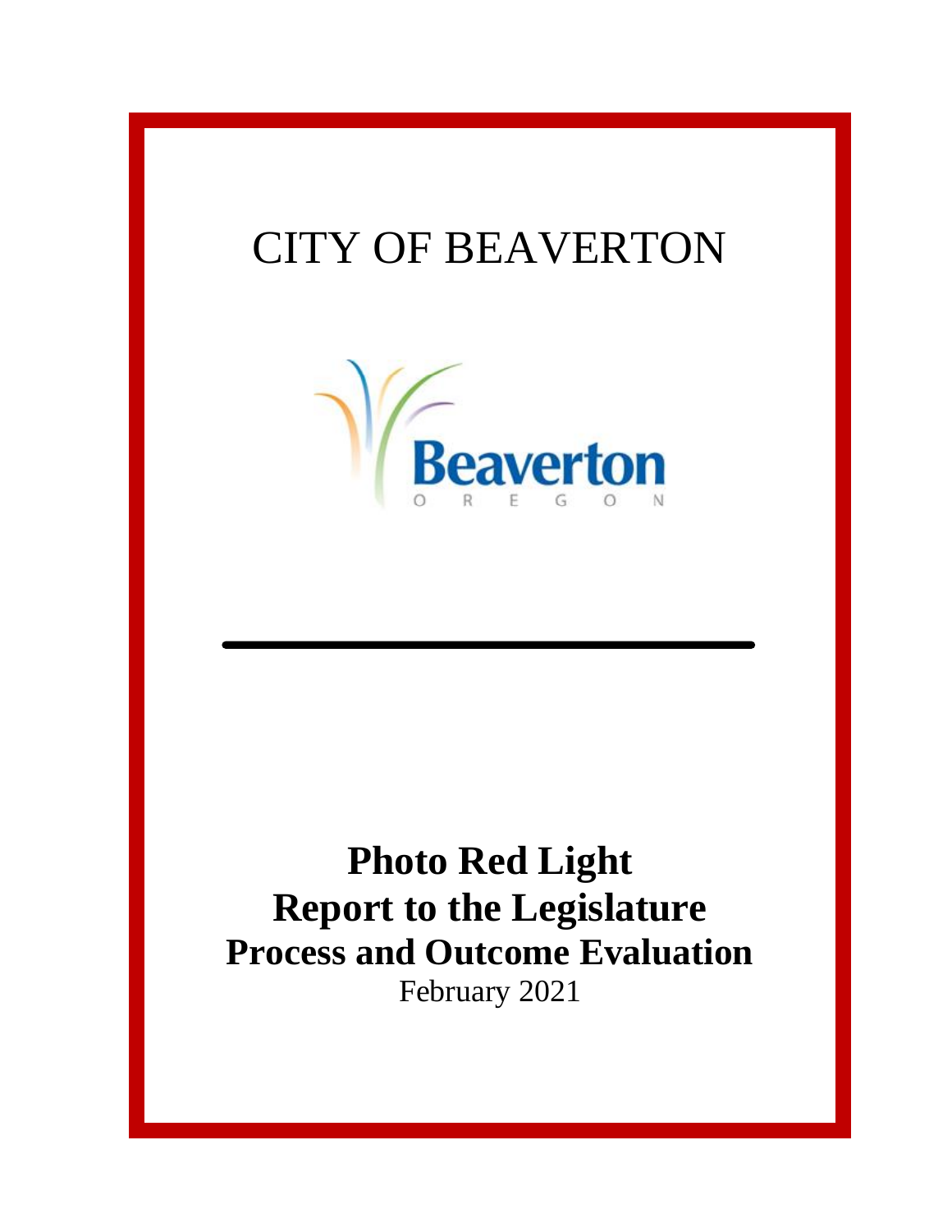# CITY OF BEAVERTON

Beaverton

OREGON

# Photo Red Light
# Report to the Legislature
# Process and Outcome Evaluation

February 2021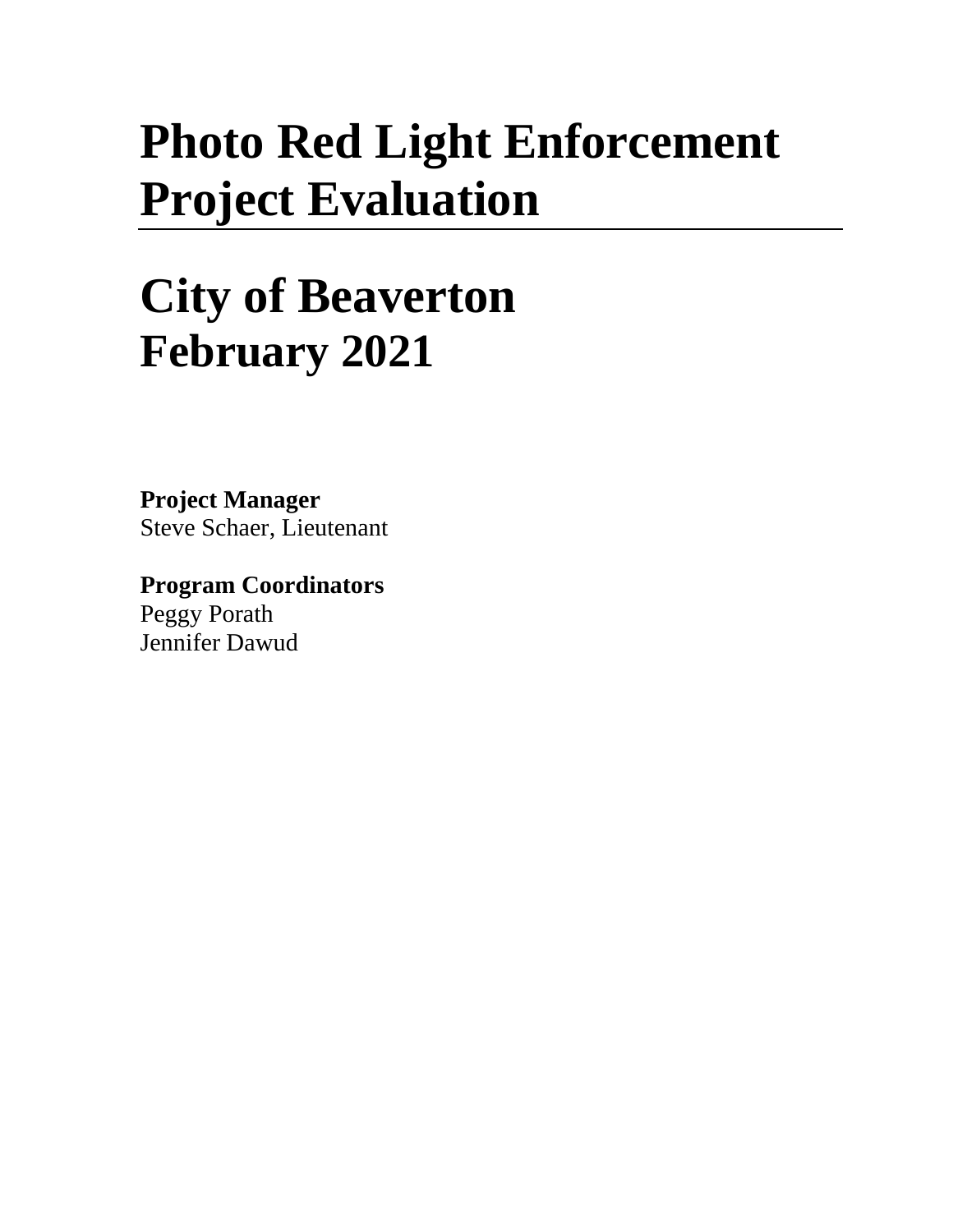# Photo Red Light Enforcement Project Evaluation

# City of Beaverton
## February 2021

**Project Manager**
Steve Schaer, Lieutenant

**Program Coordinators**
Peggy Porath
Jennifer Dawud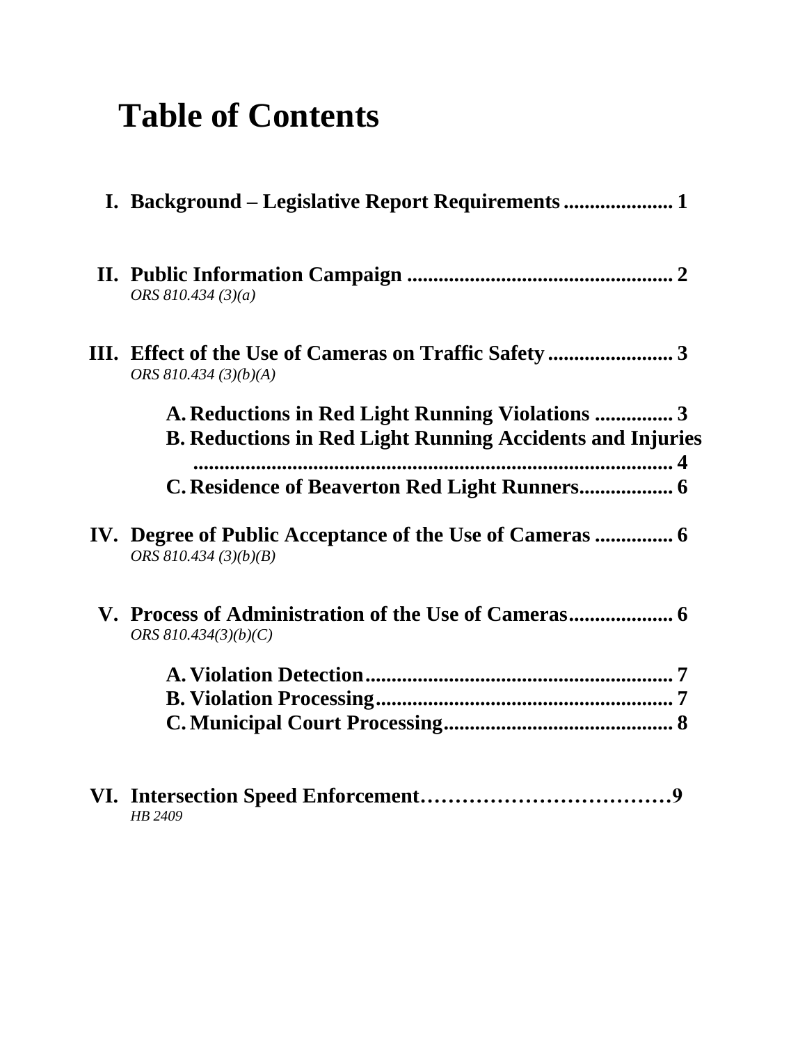# Table of Contents

**I. Background – Legislative Report Requirements .................... 1**

**II. Public Information Campaign .................................................. 2**
*ORS 810.434 (3)(a)*

**III. Effect of the Use of Cameras on Traffic Safety ........................ 3**
*ORS 810.434 (3)(b)(A)*

- **A. Reductions in Red Light Running Violations ............... 3**
- **B. Reductions in Red Light Running Accidents and Injuries ............................................................................... 4**
- **C. Residence of Beaverton Red Light Runners................. 6**

**IV. Degree of Public Acceptance of the Use of Cameras .............. 6**
*ORS 810.434 (3)(b)(B)*

**V. Process of Administration of the Use of Cameras................... 6**
*ORS 810.434(3)(b)(C)*

- **A. Violation Detection.......................................................... 7**
- **B. Violation Processing......................................................... 7**
- **C. Municipal Court Processing........................................... 8**

**VI. Intersection Speed Enforcement………………………………9**
*HB 2409*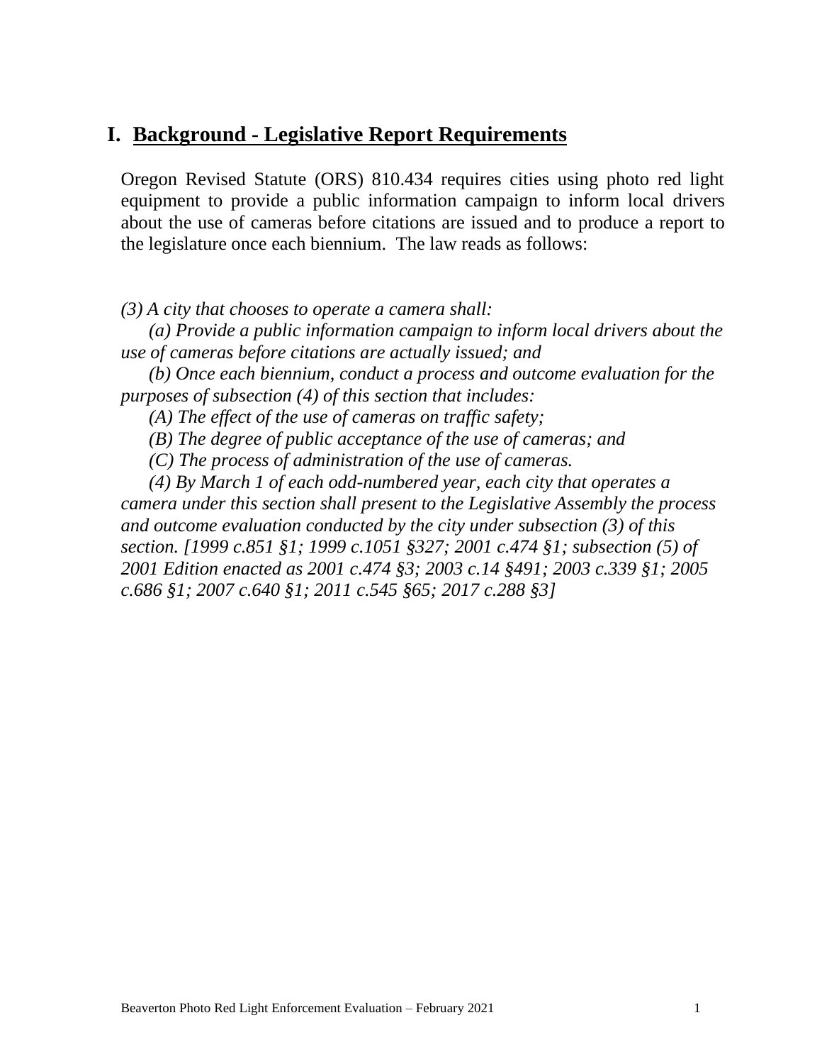# I. Background - Legislative Report Requirements

Oregon Revised Statute (ORS) 810.434 requires cities using photo red light equipment to provide a public information campaign to inform local drivers about the use of cameras before citations are issued and to produce a report to the legislature once each biennium. The law reads as follows:

*(3) A city that chooses to operate a camera shall:*

*(a) Provide a public information campaign to inform local drivers about the use of cameras before citations are actually issued; and*

*(b) Once each biennium, conduct a process and outcome evaluation for the purposes of subsection (4) of this section that includes:*

*(A) The effect of the use of cameras on traffic safety;*

*(B) The degree of public acceptance of the use of cameras; and*

*(C) The process of administration of the use of cameras.*

*(4) By March 1 of each odd-numbered year, each city that operates a camera under this section shall present to the Legislative Assembly the process and outcome evaluation conducted by the city under subsection (3) of this section. [1999 c.851 §1; 1999 c.1051 §327; 2001 c.474 §1; subsection (5) of 2001 Edition enacted as 2001 c.474 §3; 2003 c.14 §491; 2003 c.339 §1; 2005 c.686 §1; 2007 c.640 §1; 2011 c.545 §65; 2017 c.288 §3]*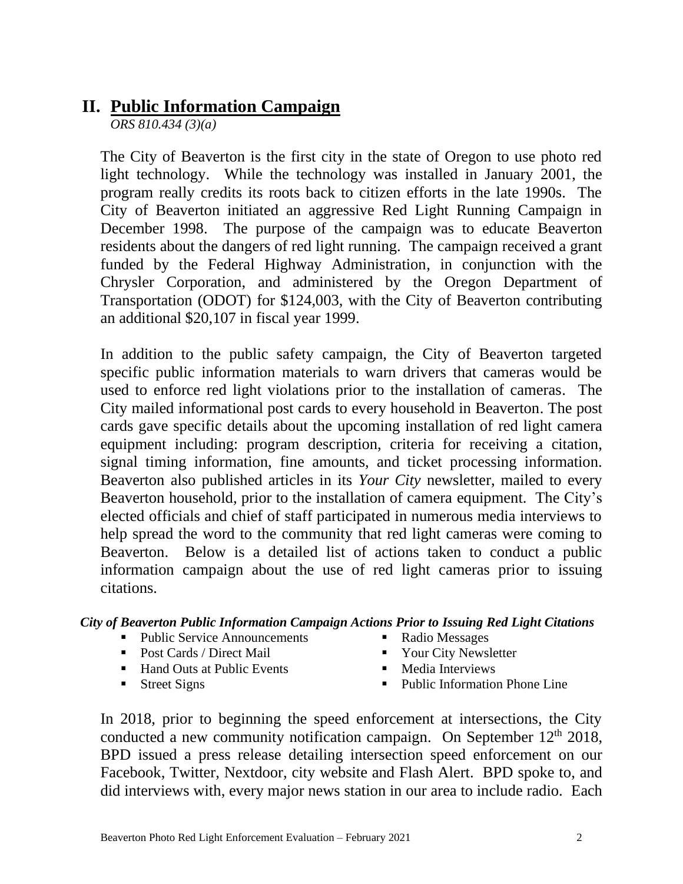## II. Public Information Campaign

*ORS 810.434 (3)(a)*

The City of Beaverton is the first city in the state of Oregon to use photo red light technology. While the technology was installed in January 2001, the program really credits its roots back to citizen efforts in the late 1990s. The City of Beaverton initiated an aggressive Red Light Running Campaign in December 1998. The purpose of the campaign was to educate Beaverton residents about the dangers of red light running. The campaign received a grant funded by the Federal Highway Administration, in conjunction with the Chrysler Corporation, and administered by the Oregon Department of Transportation (ODOT) for $124,003, with the City of Beaverton contributing an additional $20,107 in fiscal year 1999.

In addition to the public safety campaign, the City of Beaverton targeted specific public information materials to warn drivers that cameras would be used to enforce red light violations prior to the installation of cameras. The City mailed informational post cards to every household in Beaverton. The post cards gave specific details about the upcoming installation of red light camera equipment including: program description, criteria for receiving a citation, signal timing information, fine amounts, and ticket processing information. Beaverton also published articles in its *Your City* newsletter, mailed to every Beaverton household, prior to the installation of camera equipment. The City's elected officials and chief of staff participated in numerous media interviews to help spread the word to the community that red light cameras were coming to Beaverton. Below is a detailed list of actions taken to conduct a public information campaign about the use of red light cameras prior to issuing citations.

***City of Beaverton Public Information Campaign Actions Prior to Issuing Red Light Citations***

- Public Service Announcements
- Post Cards / Direct Mail
- Hand Outs at Public Events
- Street Signs
- Radio Messages
- Your City Newsletter
- Media Interviews
- Public Information Phone Line

In 2018, prior to beginning the speed enforcement at intersections, the City conducted a new community notification campaign. On September 12th 2018, BPD issued a press release detailing intersection speed enforcement on our Facebook, Twitter, Nextdoor, city website and Flash Alert. BPD spoke to, and did interviews with, every major news station in our area to include radio. Each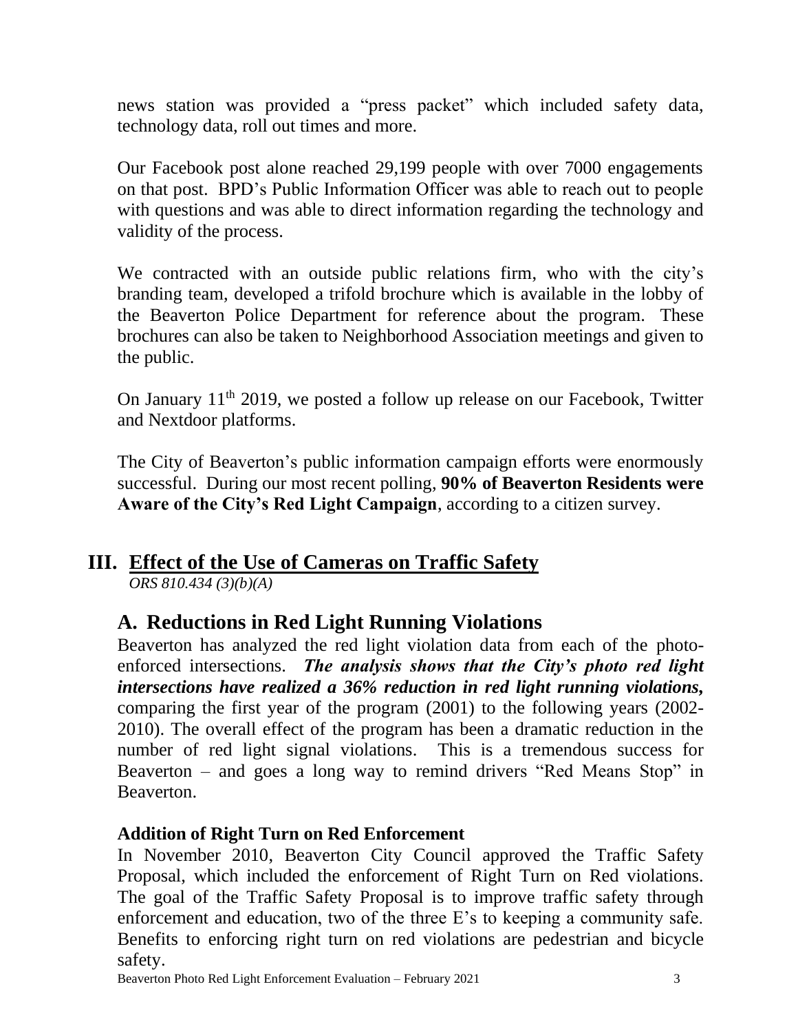news station was provided a "press packet" which included safety data, technology data, roll out times and more.

Our Facebook post alone reached 29,199 people with over 7000 engagements on that post. BPD's Public Information Officer was able to reach out to people with questions and was able to direct information regarding the technology and validity of the process.

We contracted with an outside public relations firm, who with the city's branding team, developed a trifold brochure which is available in the lobby of the Beaverton Police Department for reference about the program. These brochures can also be taken to Neighborhood Association meetings and given to the public.

On January 11th 2019, we posted a follow up release on our Facebook, Twitter and Nextdoor platforms.

The City of Beaverton's public information campaign efforts were enormously successful. During our most recent polling, **90% of Beaverton Residents were Aware of the City's Red Light Campaign**, according to a citizen survey.

# III. Effect of the Use of Cameras on Traffic Safety

*ORS 810.434 (3)(b)(A)*

## A. Reductions in Red Light Running Violations

Beaverton has analyzed the red light violation data from each of the photo-enforced intersections. ***The analysis shows that the City's photo red light intersections have realized a 36% reduction in red light running violations,*** comparing the first year of the program (2001) to the following years (2002-2010). The overall effect of the program has been a dramatic reduction in the number of red light signal violations. This is a tremendous success for Beaverton – and goes a long way to remind drivers "Red Means Stop" in Beaverton.

### Addition of Right Turn on Red Enforcement

In November 2010, Beaverton City Council approved the Traffic Safety Proposal, which included the enforcement of Right Turn on Red violations. The goal of the Traffic Safety Proposal is to improve traffic safety through enforcement and education, two of the three E's to keeping a community safe. Benefits to enforcing right turn on red violations are pedestrian and bicycle safety.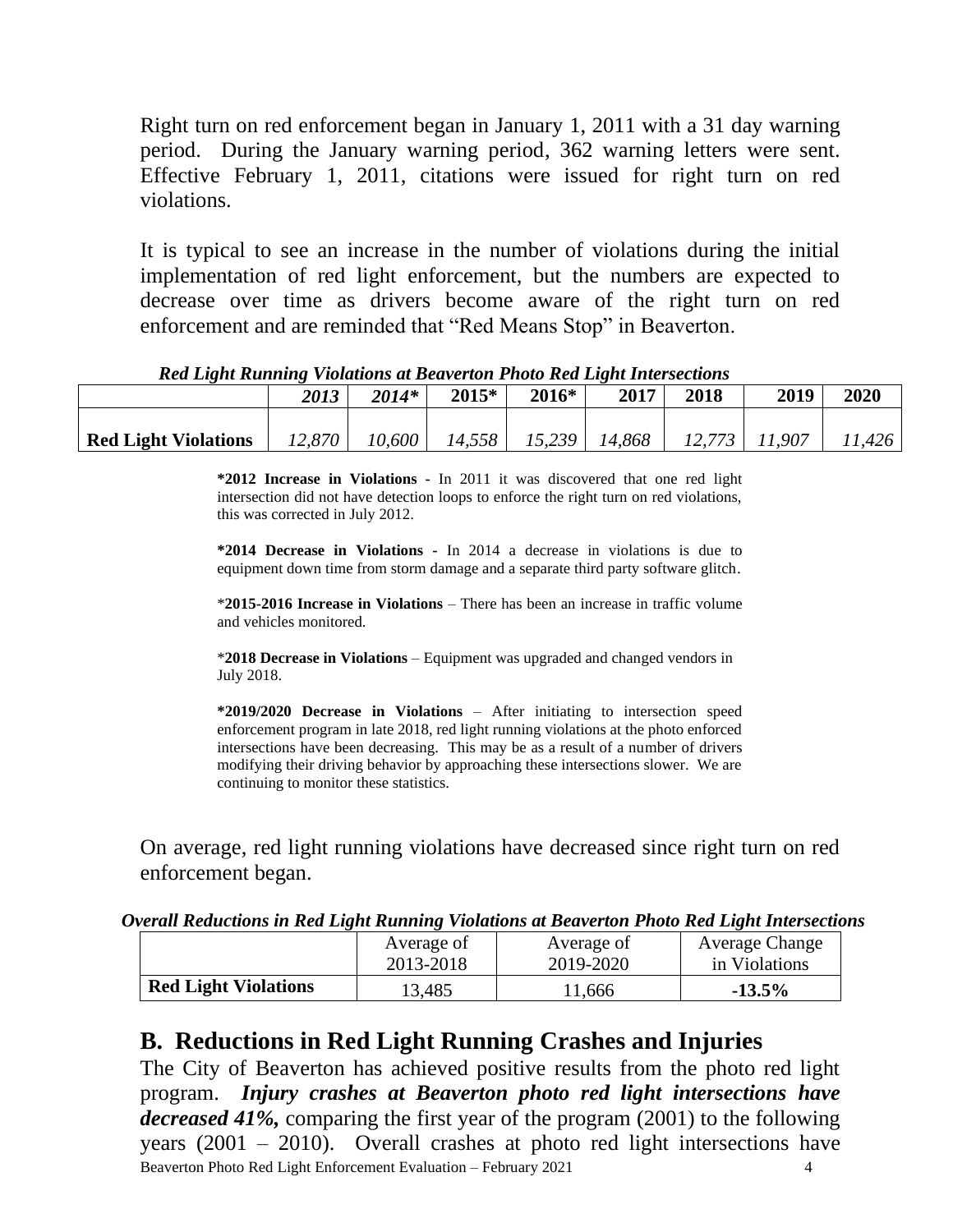Right turn on red enforcement began in January 1, 2011 with a 31 day warning period. During the January warning period, 362 warning letters were sent. Effective February 1, 2011, citations were issued for right turn on red violations.

It is typical to see an increase in the number of violations during the initial implementation of red light enforcement, but the numbers are expected to decrease over time as drivers become aware of the right turn on red enforcement and are reminded that "Red Means Stop" in Beaverton.

***Red Light Running Violations at Beaverton Photo Red Light Intersections***

| | *2013* | *2014** | **2015*** | **2016*** | **2017** | **2018** | **2019** | **2020** |
|---|---|---|---|---|---|---|---|---|
| **Red Light Violations** | *12,870* | *10,600* | *14,558* | *15,239* | *14,868* | *12,773* | *11,907* | *11,426* |

**\*2012 Increase in Violations -** In 2011 it was discovered that one red light intersection did not have detection loops to enforce the right turn on red violations, this was corrected in July 2012.

**\*2014 Decrease in Violations -** In 2014 a decrease in violations is due to equipment down time from storm damage and a separate third party software glitch.

\***2015-2016 Increase in Violations** – There has been an increase in traffic volume and vehicles monitored.

\***2018 Decrease in Violations** – Equipment was upgraded and changed vendors in July 2018.

**\*2019/2020 Decrease in Violations** – After initiating to intersection speed enforcement program in late 2018, red light running violations at the photo enforced intersections have been decreasing. This may be as a result of a number of drivers modifying their driving behavior by approaching these intersections slower. We are continuing to monitor these statistics.

On average, red light running violations have decreased since right turn on red enforcement began.

***Overall Reductions in Red Light Running Violations at Beaverton Photo Red Light Intersections***

| | Average of 2013-2018 | Average of 2019-2020 | Average Change in Violations |
|---|---|---|---|
| **Red Light Violations** | 13,485 | 11,666 | **-13.5%** |

## B. Reductions in Red Light Running Crashes and Injuries

The City of Beaverton has achieved positive results from the photo red light program. ***Injury crashes at Beaverton photo red light intersections have decreased 41%,*** comparing the first year of the program (2001) to the following years (2001 – 2010). Overall crashes at photo red light intersections have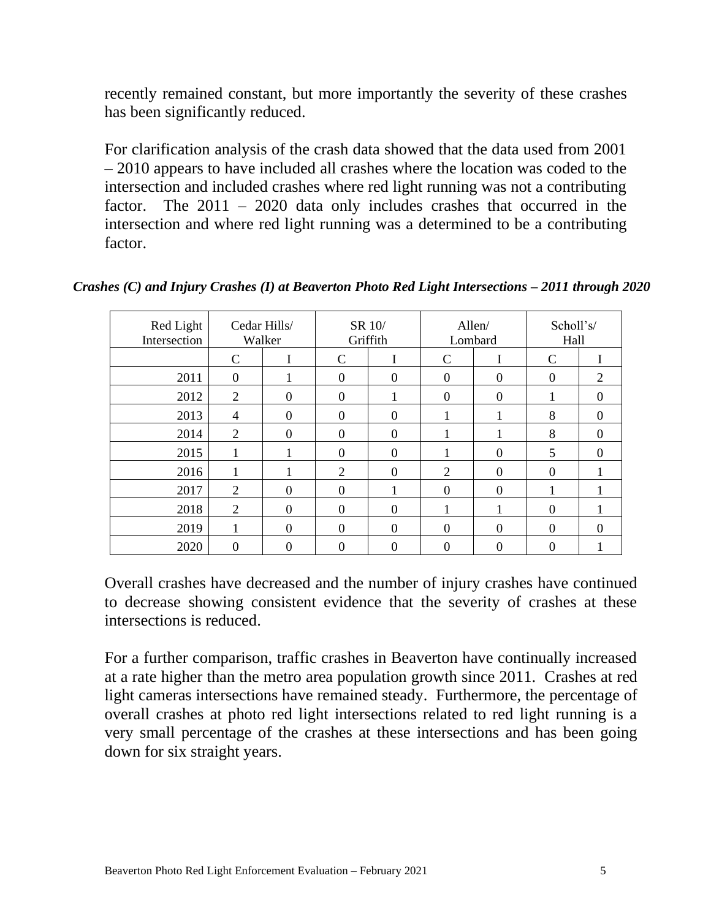recently remained constant, but more importantly the severity of these crashes has been significantly reduced.

For clarification analysis of the crash data showed that the data used from 2001 – 2010 appears to have included all crashes where the location was coded to the intersection and included crashes where red light running was not a contributing factor. The 2011 – 2020 data only includes crashes that occurred in the intersection and where red light running was a determined to be a contributing factor.

***Crashes (C) and Injury Crashes (I) at Beaverton Photo Red Light Intersections – 2011 through 2020***

| Red Light Intersection | Cedar Hills/ Walker | | SR 10/ Griffith | | Allen/ Lombard | | Scholl's/ Hall | |
|---|---|---|---|---|---|---|---|---|
| | C | I | C | I | C | I | C | I |
| 2011 | 0 | 1 | 0 | 0 | 0 | 0 | 0 | 2 |
| 2012 | 2 | 0 | 0 | 1 | 0 | 0 | 1 | 0 |
| 2013 | 4 | 0 | 0 | 0 | 1 | 1 | 8 | 0 |
| 2014 | 2 | 0 | 0 | 0 | 1 | 1 | 8 | 0 |
| 2015 | 1 | 1 | 0 | 0 | 1 | 0 | 5 | 0 |
| 2016 | 1 | 1 | 2 | 0 | 2 | 0 | 0 | 1 |
| 2017 | 2 | 0 | 0 | 1 | 0 | 0 | 1 | 1 |
| 2018 | 2 | 0 | 0 | 0 | 1 | 1 | 0 | 1 |
| 2019 | 1 | 0 | 0 | 0 | 0 | 0 | 0 | 0 |
| 2020 | 0 | 0 | 0 | 0 | 0 | 0 | 0 | 1 |

Overall crashes have decreased and the number of injury crashes have continued to decrease showing consistent evidence that the severity of crashes at these intersections is reduced.

For a further comparison, traffic crashes in Beaverton have continually increased at a rate higher than the metro area population growth since 2011. Crashes at red light cameras intersections have remained steady. Furthermore, the percentage of overall crashes at photo red light intersections related to red light running is a very small percentage of the crashes at these intersections and has been going down for six straight years.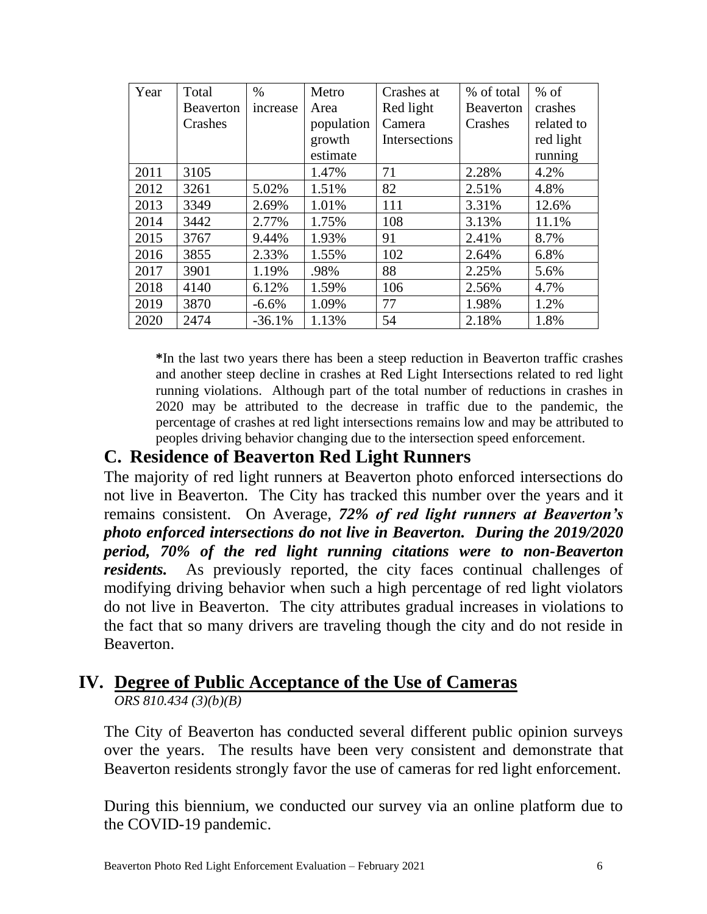| Year | Total Beaverton Crashes | % increase | Metro Area population growth estimate | Crashes at Red light Camera Intersections | % of total Beaverton Crashes | % of crashes related to red light running |
|---|---|---|---|---|---|---|
| 2011 | 3105 | | 1.47% | 71 | 2.28% | 4.2% |
| 2012 | 3261 | 5.02% | 1.51% | 82 | 2.51% | 4.8% |
| 2013 | 3349 | 2.69% | 1.01% | 111 | 3.31% | 12.6% |
| 2014 | 3442 | 2.77% | 1.75% | 108 | 3.13% | 11.1% |
| 2015 | 3767 | 9.44% | 1.93% | 91 | 2.41% | 8.7% |
| 2016 | 3855 | 2.33% | 1.55% | 102 | 2.64% | 6.8% |
| 2017 | 3901 | 1.19% | .98% | 88 | 2.25% | 5.6% |
| 2018 | 4140 | 6.12% | 1.59% | 106 | 2.56% | 4.7% |
| 2019 | 3870 | -6.6% | 1.09% | 77 | 1.98% | 1.2% |
| 2020 | 2474 | -36.1% | 1.13% | 54 | 2.18% | 1.8% |

**\***In the last two years there has been a steep reduction in Beaverton traffic crashes and another steep decline in crashes at Red Light Intersections related to red light running violations. Although part of the total number of reductions in crashes in 2020 may be attributed to the decrease in traffic due to the pandemic, the percentage of crashes at red light intersections remains low and may be attributed to peoples driving behavior changing due to the intersection speed enforcement.

## C. Residence of Beaverton Red Light Runners

The majority of red light runners at Beaverton photo enforced intersections do not live in Beaverton. The City has tracked this number over the years and it remains consistent. On Average, ***72% of red light runners at Beaverton's photo enforced intersections do not live in Beaverton. During the 2019/2020 period, 70% of the red light running citations were to non-Beaverton residents.*** As previously reported, the city faces continual challenges of modifying driving behavior when such a high percentage of red light violators do not live in Beaverton. The city attributes gradual increases in violations to the fact that so many drivers are traveling though the city and do not reside in Beaverton.

# IV. Degree of Public Acceptance of the Use of Cameras

*ORS 810.434 (3)(b)(B)*

The City of Beaverton has conducted several different public opinion surveys over the years. The results have been very consistent and demonstrate that Beaverton residents strongly favor the use of cameras for red light enforcement.

During this biennium, we conducted our survey via an online platform due to the COVID-19 pandemic.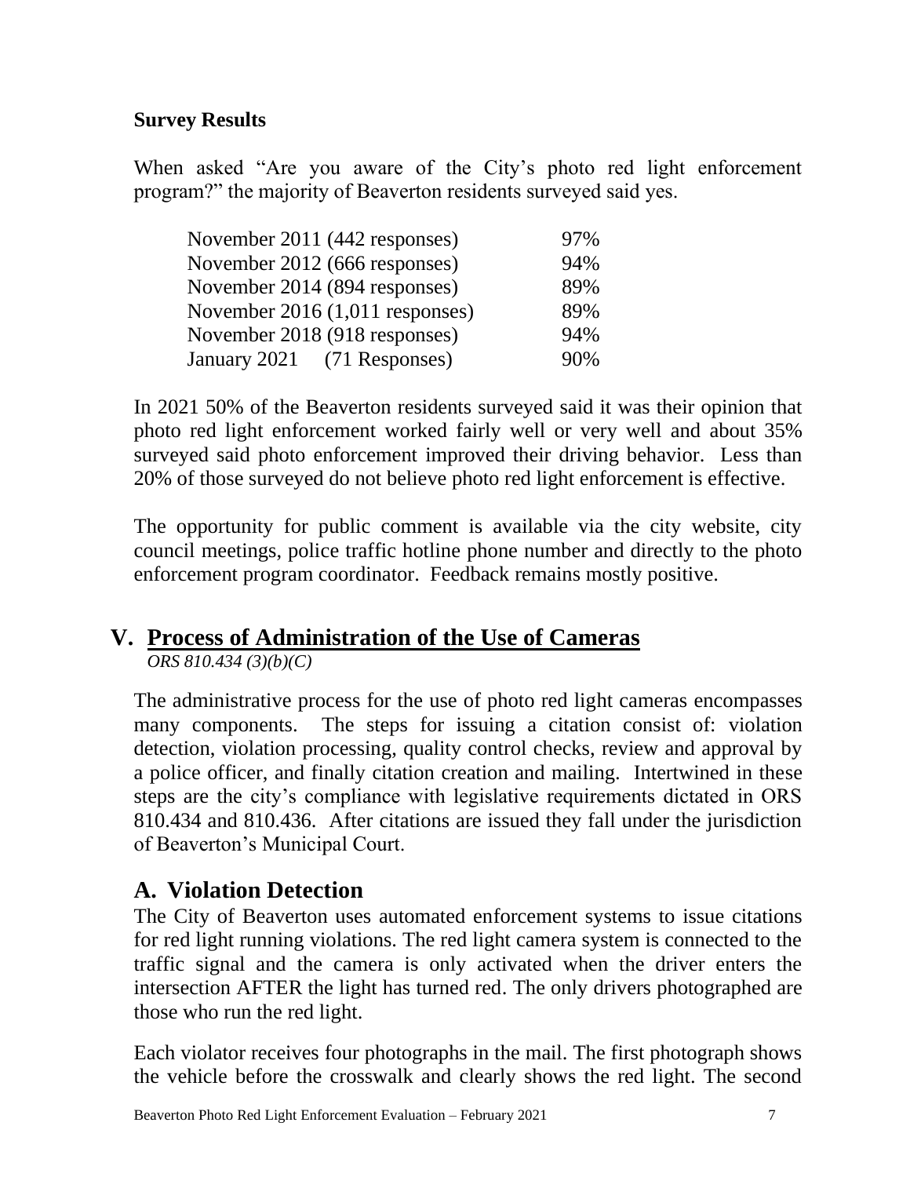**Survey Results**

When asked "Are you aware of the City's photo red light enforcement program?" the majority of Beaverton residents surveyed said yes.

| | |
|---|---|
| November 2011 (442 responses) | 97% |
| November 2012 (666 responses) | 94% |
| November 2014 (894 responses) | 89% |
| November 2016 (1,011 responses) | 89% |
| November 2018 (918 responses) | 94% |
| January 2021 (71 Responses) | 90% |

In 2021 50% of the Beaverton residents surveyed said it was their opinion that photo red light enforcement worked fairly well or very well and about 35% surveyed said photo enforcement improved their driving behavior. Less than 20% of those surveyed do not believe photo red light enforcement is effective.

The opportunity for public comment is available via the city website, city council meetings, police traffic hotline phone number and directly to the photo enforcement program coordinator. Feedback remains mostly positive.

# V. Process of Administration of the Use of Cameras

*ORS 810.434 (3)(b)(C)*

The administrative process for the use of photo red light cameras encompasses many components. The steps for issuing a citation consist of: violation detection, violation processing, quality control checks, review and approval by a police officer, and finally citation creation and mailing. Intertwined in these steps are the city's compliance with legislative requirements dictated in ORS 810.434 and 810.436. After citations are issued they fall under the jurisdiction of Beaverton's Municipal Court.

## A. Violation Detection

The City of Beaverton uses automated enforcement systems to issue citations for red light running violations. The red light camera system is connected to the traffic signal and the camera is only activated when the driver enters the intersection AFTER the light has turned red. The only drivers photographed are those who run the red light.

Each violator receives four photographs in the mail. The first photograph shows the vehicle before the crosswalk and clearly shows the red light. The second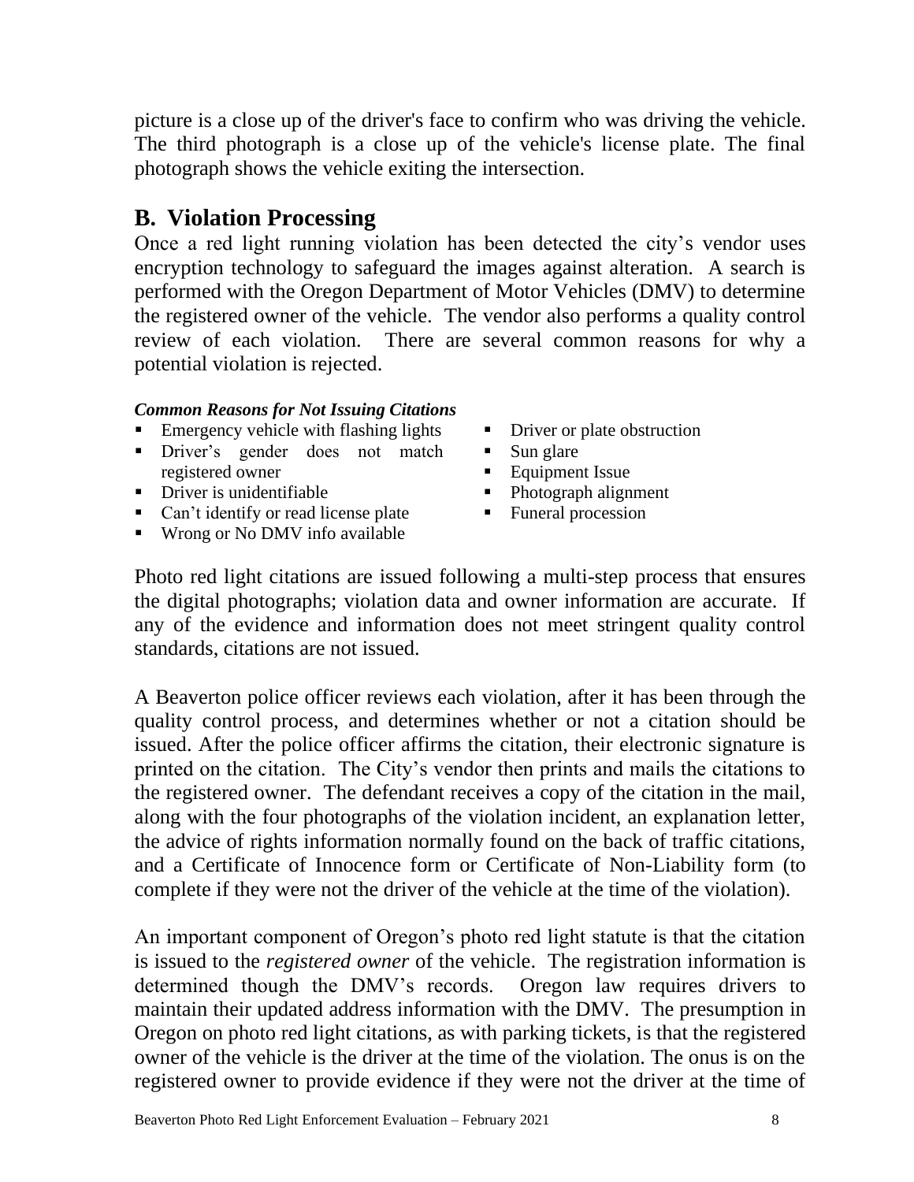picture is a close up of the driver's face to confirm who was driving the vehicle. The third photograph is a close up of the vehicle's license plate. The final photograph shows the vehicle exiting the intersection.

## B. Violation Processing

Once a red light running violation has been detected the city's vendor uses encryption technology to safeguard the images against alteration. A search is performed with the Oregon Department of Motor Vehicles (DMV) to determine the registered owner of the vehicle. The vendor also performs a quality control review of each violation. There are several common reasons for why a potential violation is rejected.

***Common Reasons for Not Issuing Citations***

- Emergency vehicle with flashing lights
- Driver's gender does not match registered owner
- Driver is unidentifiable
- Can't identify or read license plate
- Wrong or No DMV info available
- Driver or plate obstruction
- Sun glare
- Equipment Issue
- Photograph alignment
- Funeral procession

Photo red light citations are issued following a multi-step process that ensures the digital photographs; violation data and owner information are accurate. If any of the evidence and information does not meet stringent quality control standards, citations are not issued.

A Beaverton police officer reviews each violation, after it has been through the quality control process, and determines whether or not a citation should be issued. After the police officer affirms the citation, their electronic signature is printed on the citation. The City's vendor then prints and mails the citations to the registered owner. The defendant receives a copy of the citation in the mail, along with the four photographs of the violation incident, an explanation letter, the advice of rights information normally found on the back of traffic citations, and a Certificate of Innocence form or Certificate of Non-Liability form (to complete if they were not the driver of the vehicle at the time of the violation).

An important component of Oregon's photo red light statute is that the citation is issued to the *registered owner* of the vehicle. The registration information is determined though the DMV's records. Oregon law requires drivers to maintain their updated address information with the DMV. The presumption in Oregon on photo red light citations, as with parking tickets, is that the registered owner of the vehicle is the driver at the time of the violation. The onus is on the registered owner to provide evidence if they were not the driver at the time of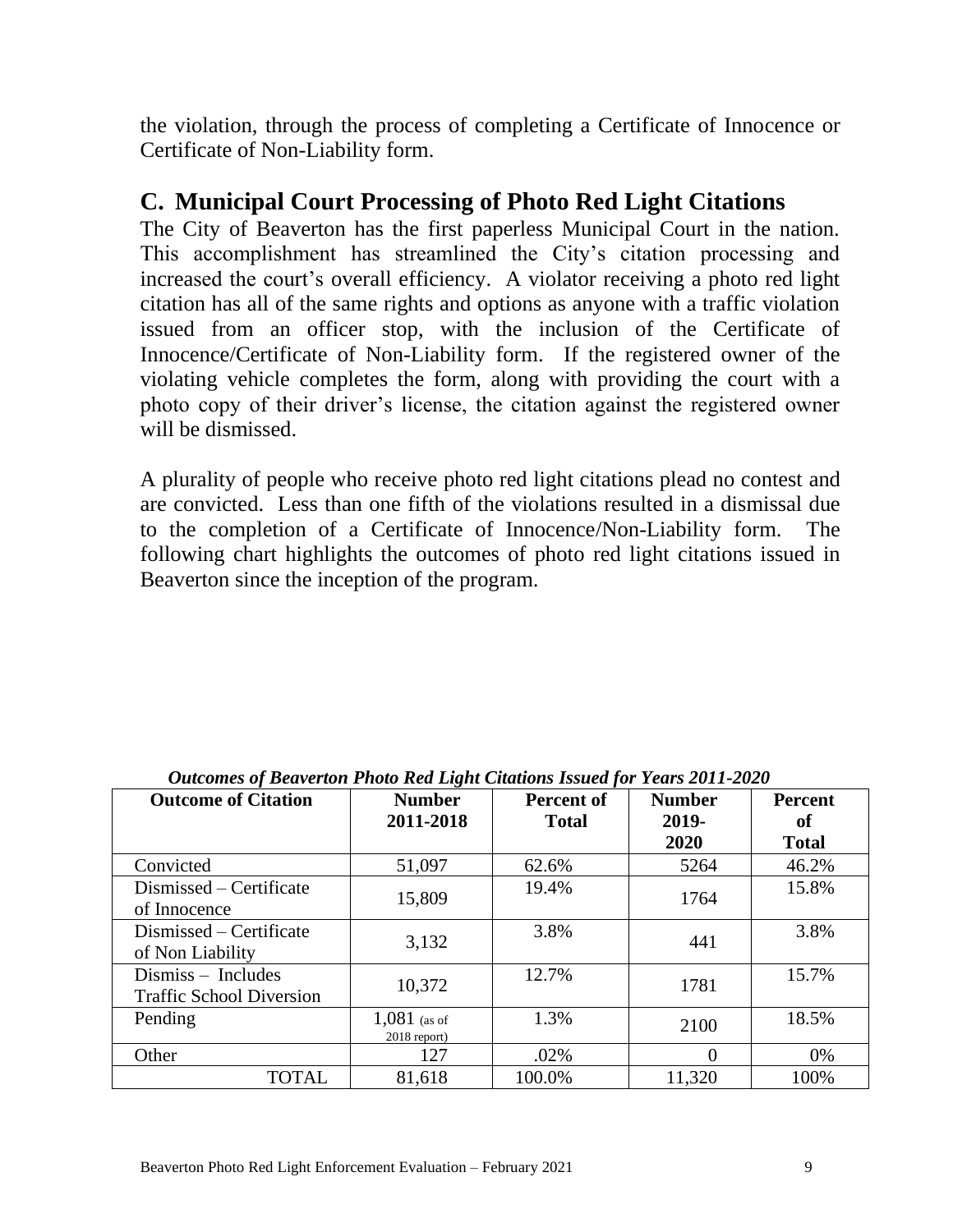the violation, through the process of completing a Certificate of Innocence or Certificate of Non-Liability form.

## C. Municipal Court Processing of Photo Red Light Citations

The City of Beaverton has the first paperless Municipal Court in the nation. This accomplishment has streamlined the City's citation processing and increased the court's overall efficiency. A violator receiving a photo red light citation has all of the same rights and options as anyone with a traffic violation issued from an officer stop, with the inclusion of the Certificate of Innocence/Certificate of Non-Liability form. If the registered owner of the violating vehicle completes the form, along with providing the court with a photo copy of their driver's license, the citation against the registered owner will be dismissed.

A plurality of people who receive photo red light citations plead no contest and are convicted. Less than one fifth of the violations resulted in a dismissal due to the completion of a Certificate of Innocence/Non-Liability form. The following chart highlights the outcomes of photo red light citations issued in Beaverton since the inception of the program.

***Outcomes of Beaverton Photo Red Light Citations Issued for Years 2011-2020***

| Outcome of Citation | Number 2011-2018 | Percent of Total | Number 2019-2020 | Percent of Total |
|---|---|---|---|---|
| Convicted | 51,097 | 62.6% | 5264 | 46.2% |
| Dismissed – Certificate of Innocence | 15,809 | 19.4% | 1764 | 15.8% |
| Dismissed – Certificate of Non Liability | 3,132 | 3.8% | 441 | 3.8% |
| Dismiss – Includes Traffic School Diversion | 10,372 | 12.7% | 1781 | 15.7% |
| Pending | 1,081 (as of 2018 report) | 1.3% | 2100 | 18.5% |
| Other | 127 | .02% | 0 | 0% |
| TOTAL | 81,618 | 100.0% | 11,320 | 100% |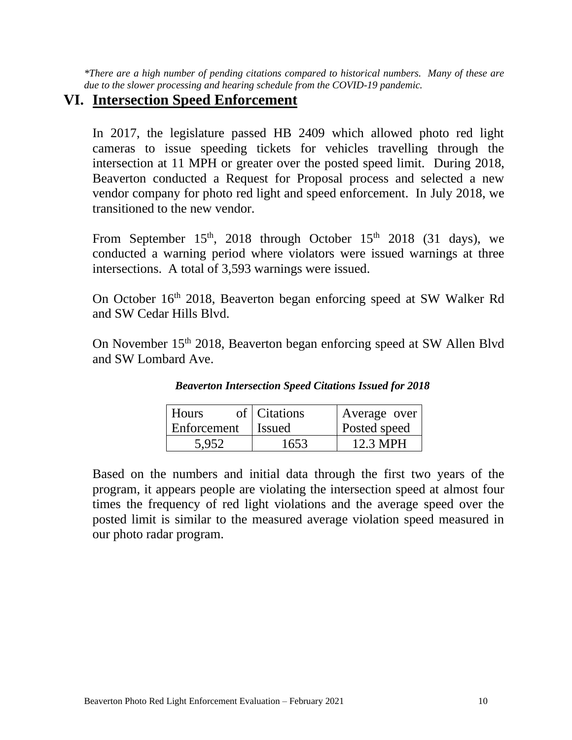*\*There are a high number of pending citations compared to historical numbers. Many of these are due to the slower processing and hearing schedule from the COVID-19 pandemic.*

## VI. Intersection Speed Enforcement

In 2017, the legislature passed HB 2409 which allowed photo red light cameras to issue speeding tickets for vehicles travelling through the intersection at 11 MPH or greater over the posted speed limit. During 2018, Beaverton conducted a Request for Proposal process and selected a new vendor company for photo red light and speed enforcement. In July 2018, we transitioned to the new vendor.

From September 15th, 2018 through October 15th 2018 (31 days), we conducted a warning period where violators were issued warnings at three intersections. A total of 3,593 warnings were issued.

On October 16th 2018, Beaverton began enforcing speed at SW Walker Rd and SW Cedar Hills Blvd.

On November 15th 2018, Beaverton began enforcing speed at SW Allen Blvd and SW Lombard Ave.

***Beaverton Intersection Speed Citations Issued for 2018***

| Hours of Enforcement | Citations Issued | Average over Posted speed |
|---|---|---|
| 5,952 | 1653 | 12.3 MPH |

Based on the numbers and initial data through the first two years of the program, it appears people are violating the intersection speed at almost four times the frequency of red light violations and the average speed over the posted limit is similar to the measured average violation speed measured in our photo radar program.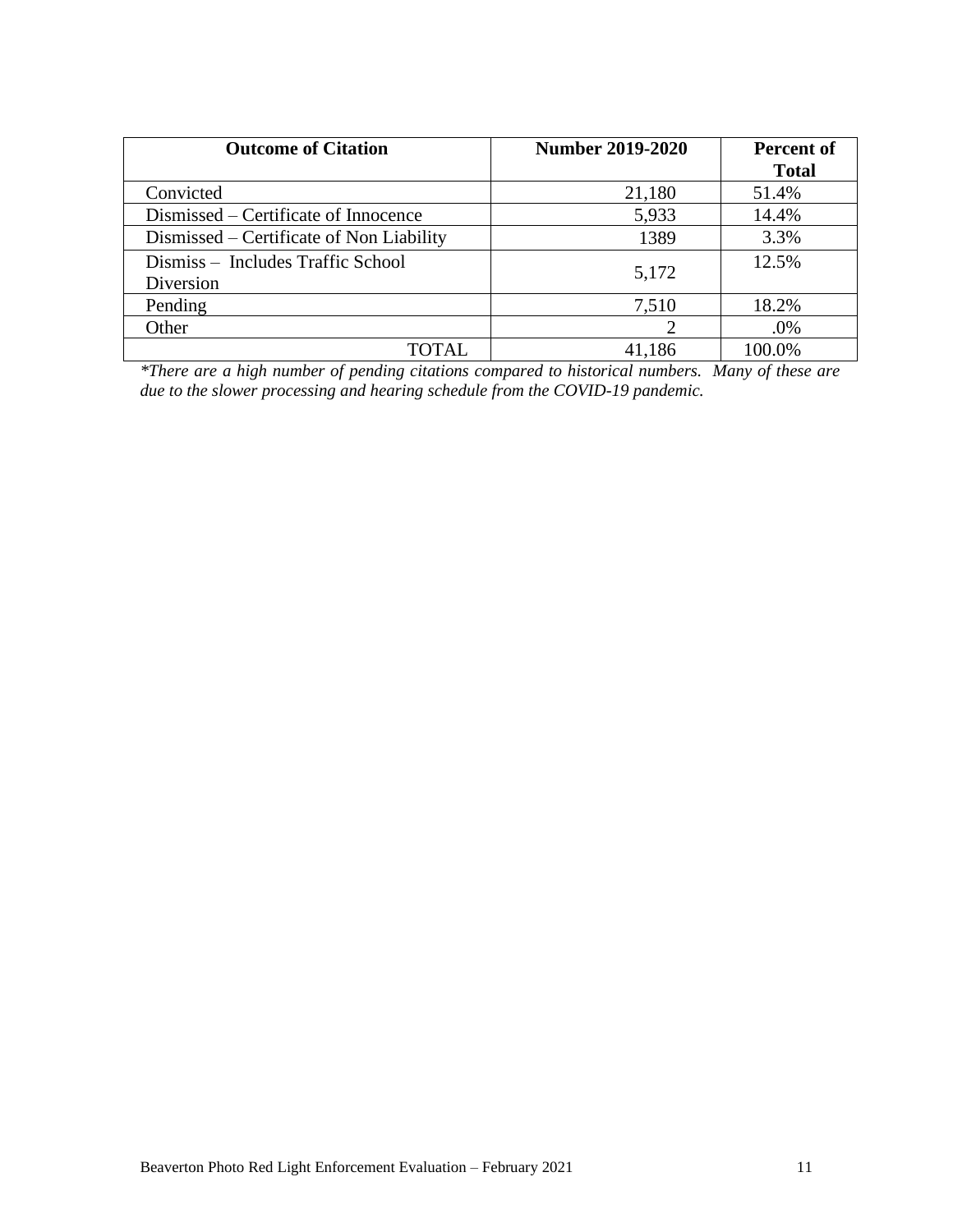| Outcome of Citation | Number 2019-2020 | Percent of Total |
|---|---|---|
| Convicted | 21,180 | 51.4% |
| Dismissed – Certificate of Innocence | 5,933 | 14.4% |
| Dismissed – Certificate of Non Liability | 1389 | 3.3% |
| Dismiss – Includes Traffic School Diversion | 5,172 | 12.5% |
| Pending | 7,510 | 18.2% |
| Other | 2 | .0% |
| TOTAL | 41,186 | 100.0% |

*\*There are a high number of pending citations compared to historical numbers. Many of these are due to the slower processing and hearing schedule from the COVID-19 pandemic.*